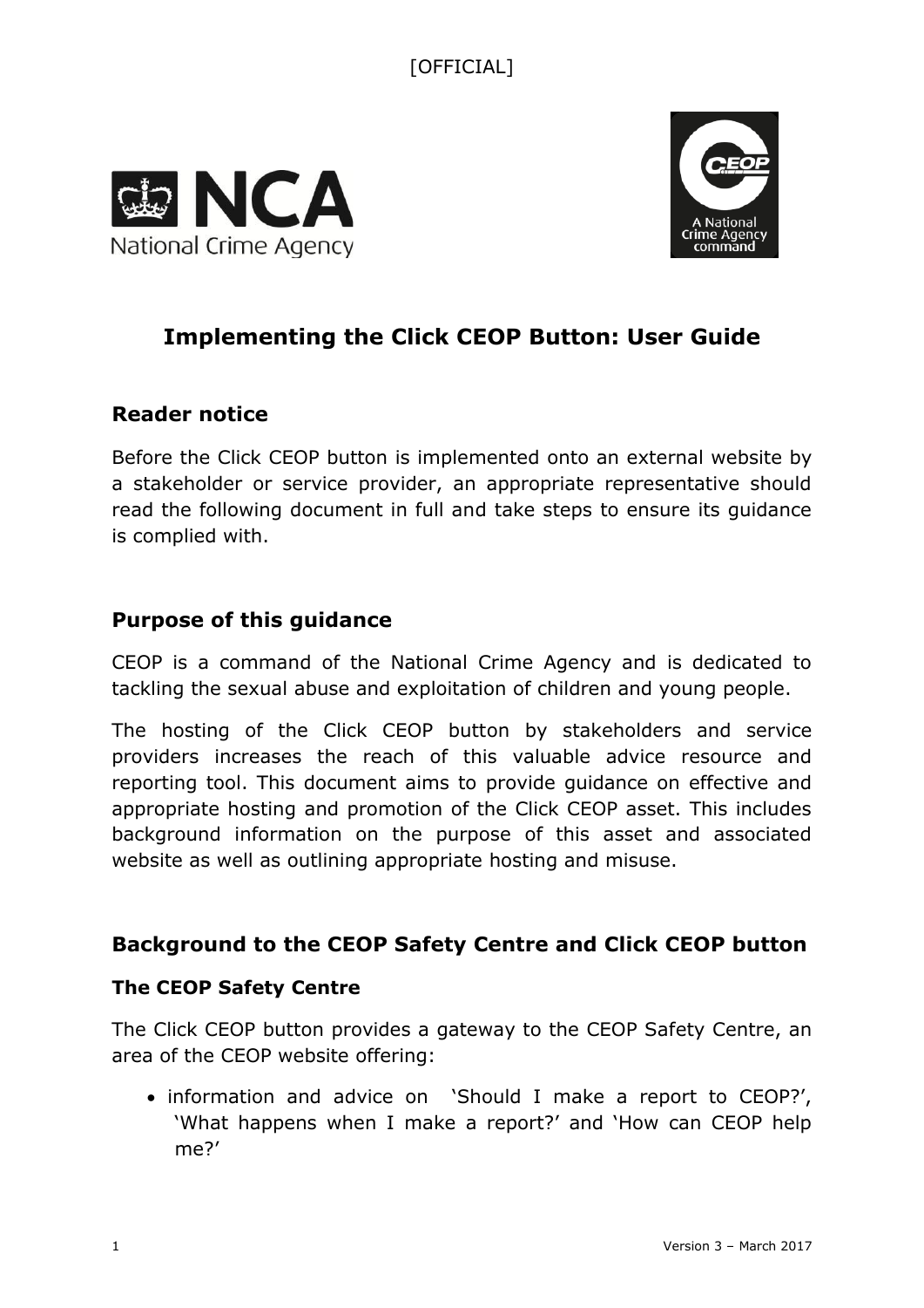[OFFICIAL]

# Implementing the Click CEOP Button: User Guide

## Reader notice

Before the Click CEOP button is implemented onto an external website by a stakeholder or service provider, an appropriate representative should read the following document in full and take steps to ensure its guidance is complied with.

## Purpose of this guidance

CEOP is a command of the National Crime Agency and is dedicated to tackling the sexual abuse and exploitation of children and young people.

The hosting of the Click CEOP button by stakeholders and service providers increases the reach of this valuable advice resource and reporting tool. This document aims to provide guidance on effective and appropriate hosting and promotion of the Click CEOP asset. This includes background information on the purpose of this asset and associated website as well as outlining appropriate hosting and misuse.

## Background to the CEOP Safety Centre and Click CEOP button

### The CEOP Safety Centre

The Click CEOP button provides a gateway to the CEOP Safety Centre, an area of the CEOP website offering:

- information and advice on 'Should I make a report to CEOP?', 'What happens when I make a report?' and 'How can CEOP help me?'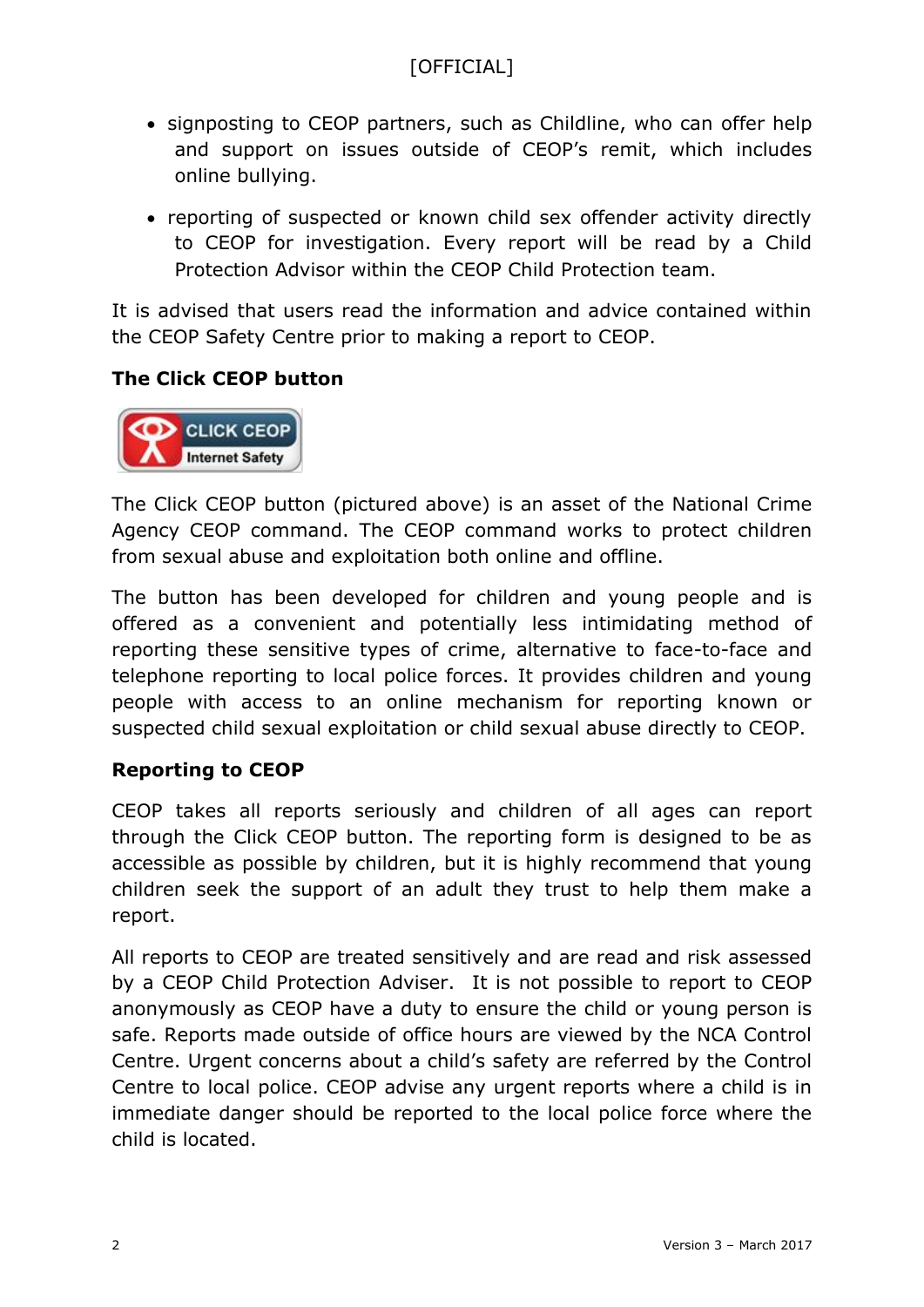- signposting to CEOP partners, such as Childline, who can offer help and support on issues outside of CEOP's remit, which includes online bullying.
- reporting of suspected or known child sex offender activity directly to CEOP for investigation. Every report will be read by a Child Protection Advisor within the CEOP Child Protection team.

It is advised that users read the information and advice contained within the CEOP Safety Centre prior to making a report to CEOP.

**The Click CEOP button**

The Click CEOP button (pictured above) is an asset of the National Crime Agency CEOP command. The CEOP command works to protect children from sexual abuse and exploitation both online and offline.

The button has been developed for children and young people and is offered as a convenient and potentially less intimidating method of reporting these sensitive types of crime, alternative to face-to-face and telephone reporting to local police forces. It provides children and young people with access to an online mechanism for reporting known or suspected child sexual exploitation or child sexual abuse directly to CEOP.

**Reporting to CEOP**

CEOP takes all reports seriously and children of all ages can report through the Click CEOP button. The reporting form is designed to be as accessible as possible by children, but it is highly recommend that young children seek the support of an adult they trust to help them make a report.

All reports to CEOP are treated sensitively and are read and risk assessed by a CEOP Child Protection Adviser. It is not possible to report to CEOP anonymously as CEOP have a duty to ensure the child or young person is safe. Reports made outside of office hours are viewed by the NCA Control Centre. Urgent concerns about a child's safety are referred by the Control Centre to local police. CEOP advise any urgent reports where a child is in immediate danger should be reported to the local police force where the child is located.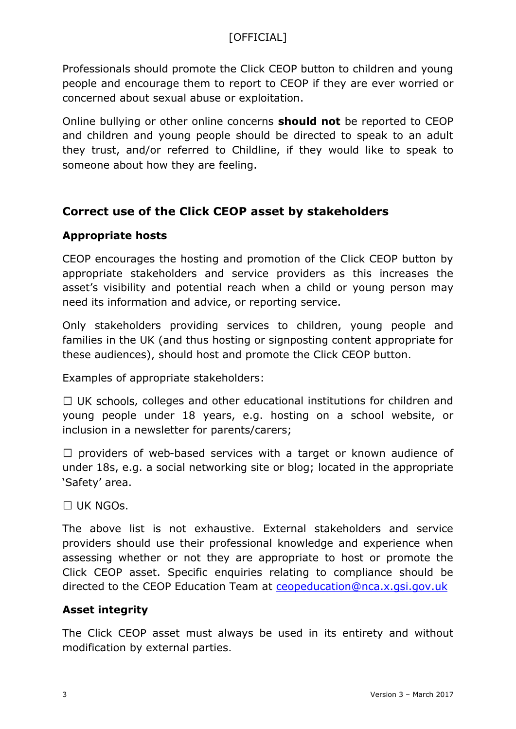Professionals should promote the Click CEOP button to children and young people and encourage them to report to CEOP if they are ever worried or concerned about sexual abuse or exploitation.

Online bullying or other online concerns **should not** be reported to CEOP and children and young people should be directed to speak to an adult they trust, and/or referred to Childline, if they would like to speak to someone about how they are feeling.

## Correct use of the Click CEOP asset by stakeholders

### Appropriate hosts

CEOP encourages the hosting and promotion of the Click CEOP button by appropriate stakeholders and service providers as this increases the asset's visibility and potential reach when a child or young person may need its information and advice, or reporting service.

Only stakeholders providing services to children, young people and families in the UK (and thus hosting or signposting content appropriate for these audiences), should host and promote the Click CEOP button.

Examples of appropriate stakeholders:

- ☐ UK schools, colleges and other educational institutions for children and young people under 18 years, e.g. hosting on a school website, or inclusion in a newsletter for parents/carers;
- ☐ providers of web-based services with a target or known audience of under 18s, e.g. a social networking site or blog; located in the appropriate 'Safety' area.
- ☐ UK NGOs.

The above list is not exhaustive. External stakeholders and service providers should use their professional knowledge and experience when assessing whether or not they are appropriate to host or promote the Click CEOP asset. Specific enquiries relating to compliance should be directed to the CEOP Education Team at ceopeducation@nca.x.gsi.gov.uk

### Asset integrity

The Click CEOP asset must always be used in its entirety and without modification by external parties.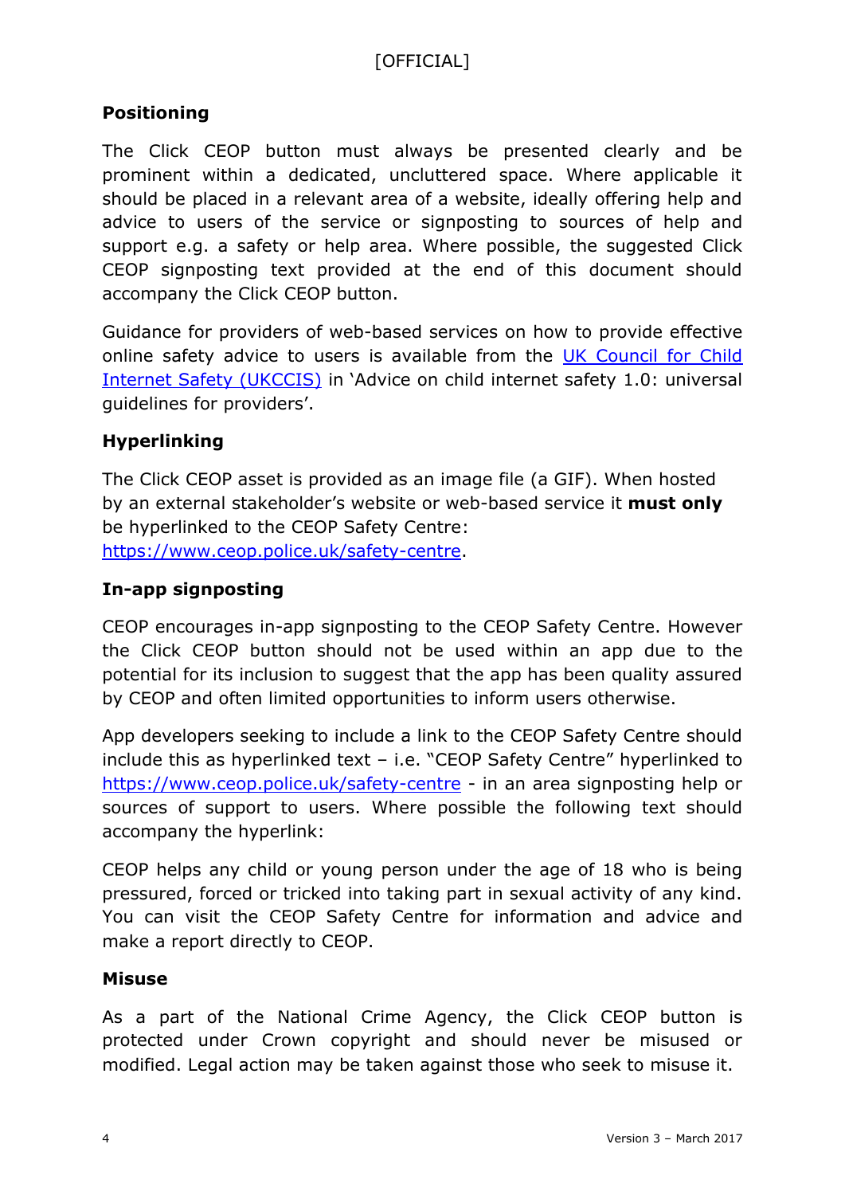## Positioning

The Click CEOP button must always be presented clearly and be prominent within a dedicated, uncluttered space. Where applicable it should be placed in a relevant area of a website, ideally offering help and advice to users of the service or signposting to sources of help and support e.g. a safety or help area. Where possible, the suggested Click CEOP signposting text provided at the end of this document should accompany the Click CEOP button.

Guidance for providers of web-based services on how to provide effective online safety advice to users is available from the [UK Council for Child Internet Safety (UKCCIS)](#) in 'Advice on child internet safety 1.0: universal guidelines for providers'.

## Hyperlinking

The Click CEOP asset is provided as an image file (a GIF). When hosted by an external stakeholder's website or web-based service it **must only** be hyperlinked to the CEOP Safety Centre: [https://www.ceop.police.uk/safety-centre](https://www.ceop.police.uk/safety-centre).

## In-app signposting

CEOP encourages in-app signposting to the CEOP Safety Centre. However the Click CEOP button should not be used within an app due to the potential for its inclusion to suggest that the app has been quality assured by CEOP and often limited opportunities to inform users otherwise.

App developers seeking to include a link to the CEOP Safety Centre should include this as hyperlinked text – i.e. "CEOP Safety Centre" hyperlinked to [https://www.ceop.police.uk/safety-centre](https://www.ceop.police.uk/safety-centre) - in an area signposting help or sources of support to users. Where possible the following text should accompany the hyperlink:

CEOP helps any child or young person under the age of 18 who is being pressured, forced or tricked into taking part in sexual activity of any kind. You can visit the CEOP Safety Centre for information and advice and make a report directly to CEOP.

## Misuse

As a part of the National Crime Agency, the Click CEOP button is protected under Crown copyright and should never be misused or modified. Legal action may be taken against those who seek to misuse it.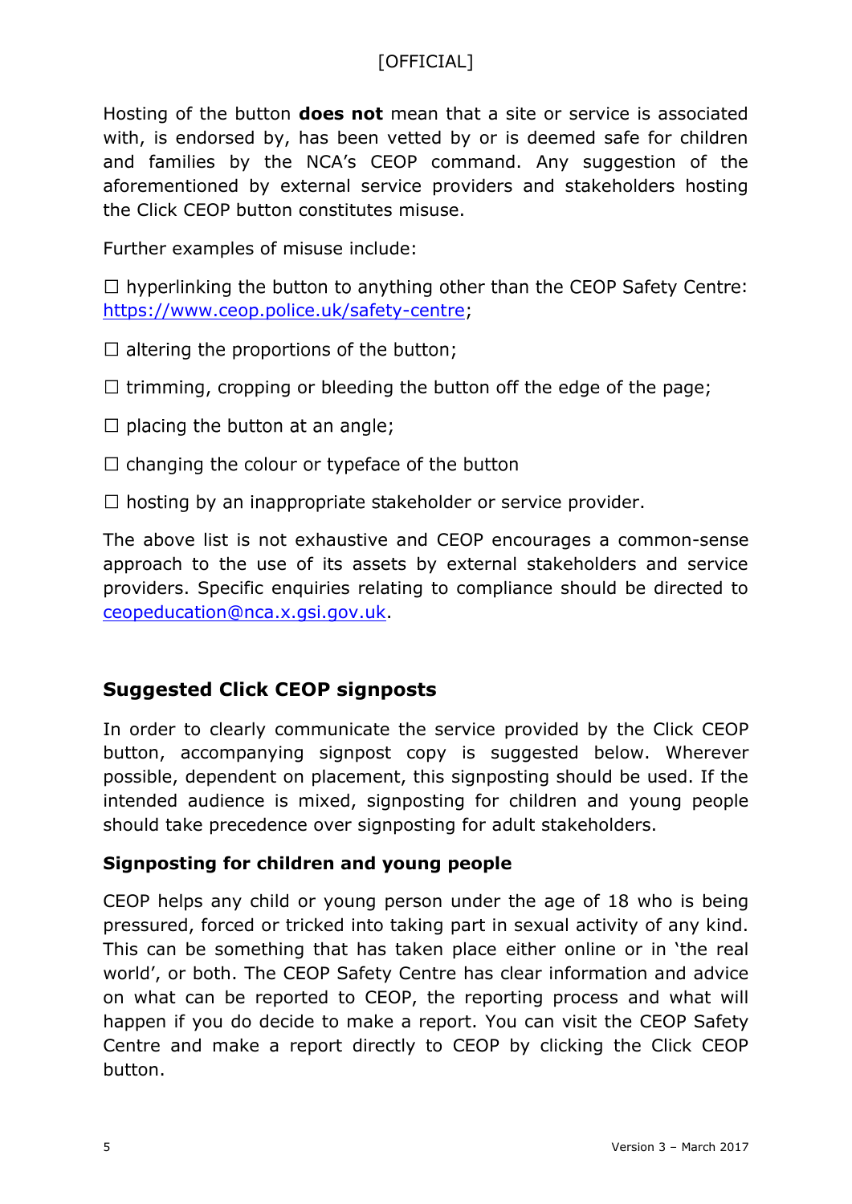Hosting of the button **does not** mean that a site or service is associated with, is endorsed by, has been vetted by or is deemed safe for children and families by the NCA's CEOP command. Any suggestion of the aforementioned by external service providers and stakeholders hosting the Click CEOP button constitutes misuse.

Further examples of misuse include:

- ☐ hyperlinking the button to anything other than the CEOP Safety Centre: https://www.ceop.police.uk/safety-centre;
- ☐ altering the proportions of the button;
- ☐ trimming, cropping or bleeding the button off the edge of the page;
- ☐ placing the button at an angle;
- ☐ changing the colour or typeface of the button
- ☐ hosting by an inappropriate stakeholder or service provider.

The above list is not exhaustive and CEOP encourages a common-sense approach to the use of its assets by external stakeholders and service providers. Specific enquiries relating to compliance should be directed to ceopeducation@nca.x.gsi.gov.uk.

## Suggested Click CEOP signposts

In order to clearly communicate the service provided by the Click CEOP button, accompanying signpost copy is suggested below. Wherever possible, dependent on placement, this signposting should be used. If the intended audience is mixed, signposting for children and young people should take precedence over signposting for adult stakeholders.

### Signposting for children and young people

CEOP helps any child or young person under the age of 18 who is being pressured, forced or tricked into taking part in sexual activity of any kind. This can be something that has taken place either online or in 'the real world', or both. The CEOP Safety Centre has clear information and advice on what can be reported to CEOP, the reporting process and what will happen if you do decide to make a report. You can visit the CEOP Safety Centre and make a report directly to CEOP by clicking the Click CEOP button.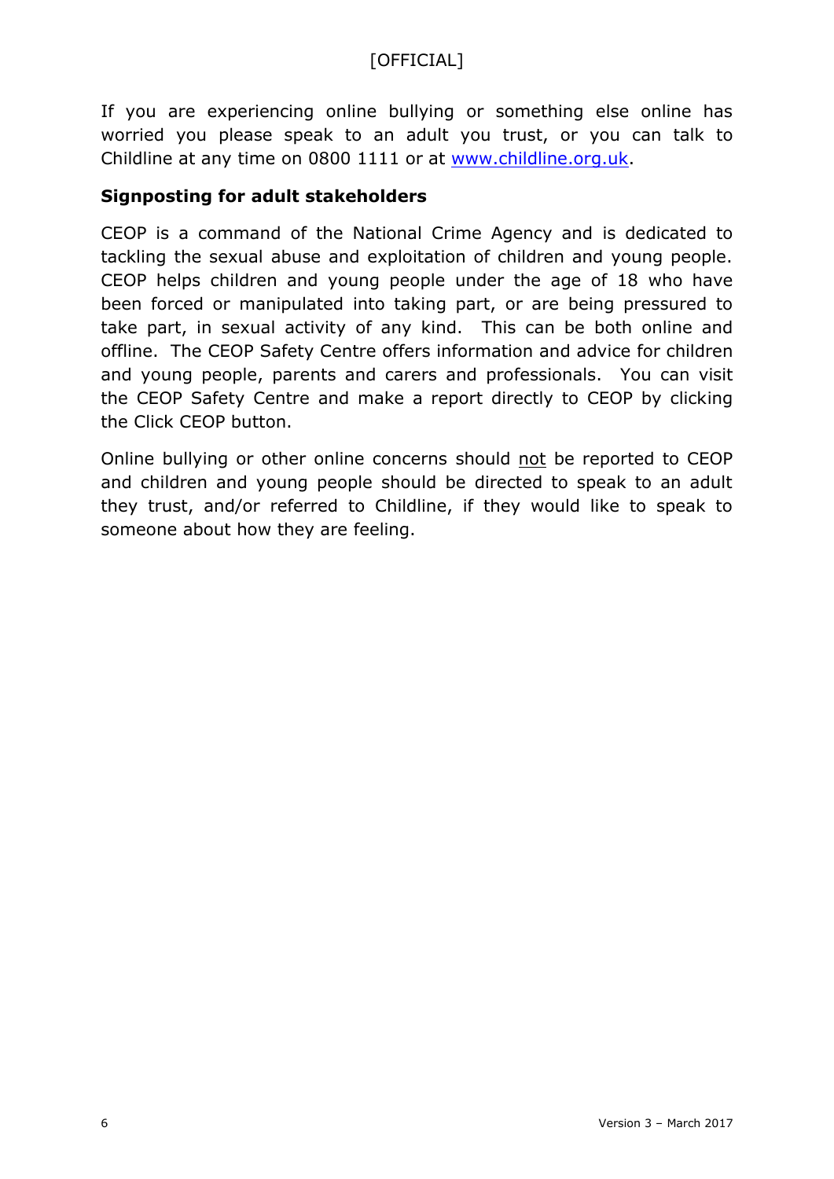If you are experiencing online bullying or something else online has worried you please speak to an adult you trust, or you can talk to Childline at any time on 0800 1111 or at [www.childline.org.uk](http://www.childline.org.uk).

**Signposting for adult stakeholders**

CEOP is a command of the National Crime Agency and is dedicated to tackling the sexual abuse and exploitation of children and young people. CEOP helps children and young people under the age of 18 who have been forced or manipulated into taking part, or are being pressured to take part, in sexual activity of any kind. This can be both online and offline. The CEOP Safety Centre offers information and advice for children and young people, parents and carers and professionals. You can visit the CEOP Safety Centre and make a report directly to CEOP by clicking the Click CEOP button.

Online bullying or other online concerns should not be reported to CEOP and children and young people should be directed to speak to an adult they trust, and/or referred to Childline, if they would like to speak to someone about how they are feeling.